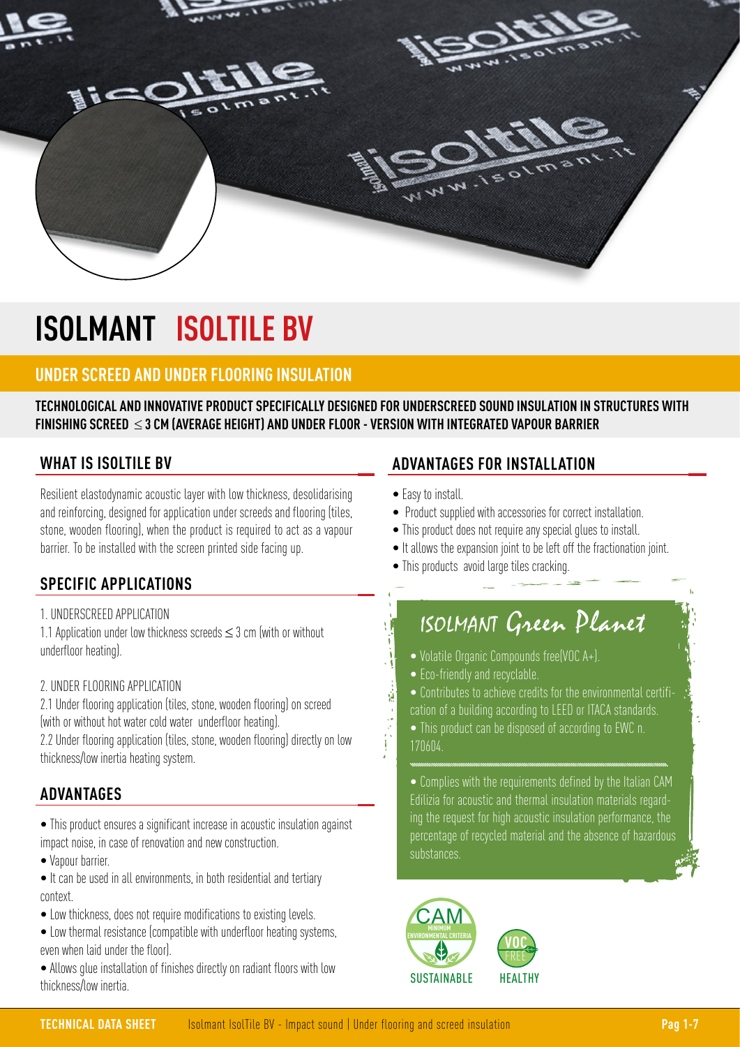# ISOLMANT ISOLTILE BV

## UNDER SCREED AND UNDER FLOORING INSULATION

**TECHNOLOGICAL AND INNOVATIVE PRODUCT SPECIFICALLY DESIGNED FOR UNDERSCREED SOUND INSULATION IN STRUCTURES WITH FINISHING SCREED ≤ 3 CM (AVERAGE HEIGHT) AND UNDER FLOOR - VERSION WITH INTEGRATED VAPOUR BARRIER**

### WHAT IS ISOLTILE BV

Resilient elastodynamic acoustic layer with low thickness, desolidarising and reinforcing, designed for application under screeds and flooring (tiles, stone, wooden flooring), when the product is required to act as a vapour barrier. To be installed with the screen printed side facing up.

### SPECIFIC APPLICATIONS

1. UNDERSCREED APPLICATION

1.1 Application under low thickness screeds ≤ 3 cm (with or without underfloor heating).

2. UNDER FLOORING APPLICATION

2.1 Under flooring application (tiles, stone, wooden flooring) on screed (with or without hot water cold water underfloor heating).

2.2 Under flooring application (tiles, stone, wooden flooring) directly on low thickness/low inertia heating system.

### ADVANTAGES

- This product ensures a significant increase in acoustic insulation against impact noise, in case of renovation and new construction.
- Vapour barrier.
- It can be used in all environments, in both residential and tertiary context.
- Low thickness, does not require modifications to existing levels.
- Low thermal resistance (compatible with underfloor heating systems, even when laid under the floor).
- Allows glue installation of finishes directly on radiant floors with low thickness/low inertia.

### ADVANTAGES FOR INSTALLATION

- Easy to install.
- Product supplied with accessories for correct installation.
- This product does not require any special glues to install.
- It allows the expansion joint to be left off the fractionation joint.
- This products avoid large tiles cracking.

### ISOLMANT Green Planet

- Volatile Organic Compounds free(VOC A+).
- Eco-friendly and recyclable.
- Contributes to achieve credits for the environmental certification of a building according to LEED or ITACA standards.
- This product can be disposed of according to EWC n. 170604.

- Complies with the requirements defined by the Italian CAM Edilizia for acoustic and thermal insulation materials regarding the request for high acoustic insulation performance, the percentage of recycled material and the absence of hazardous substances.

CAM MINIMUM ENVIRONMENTAL CRITERIA — SUSTAINABLE

VOC FREE — HEALTHY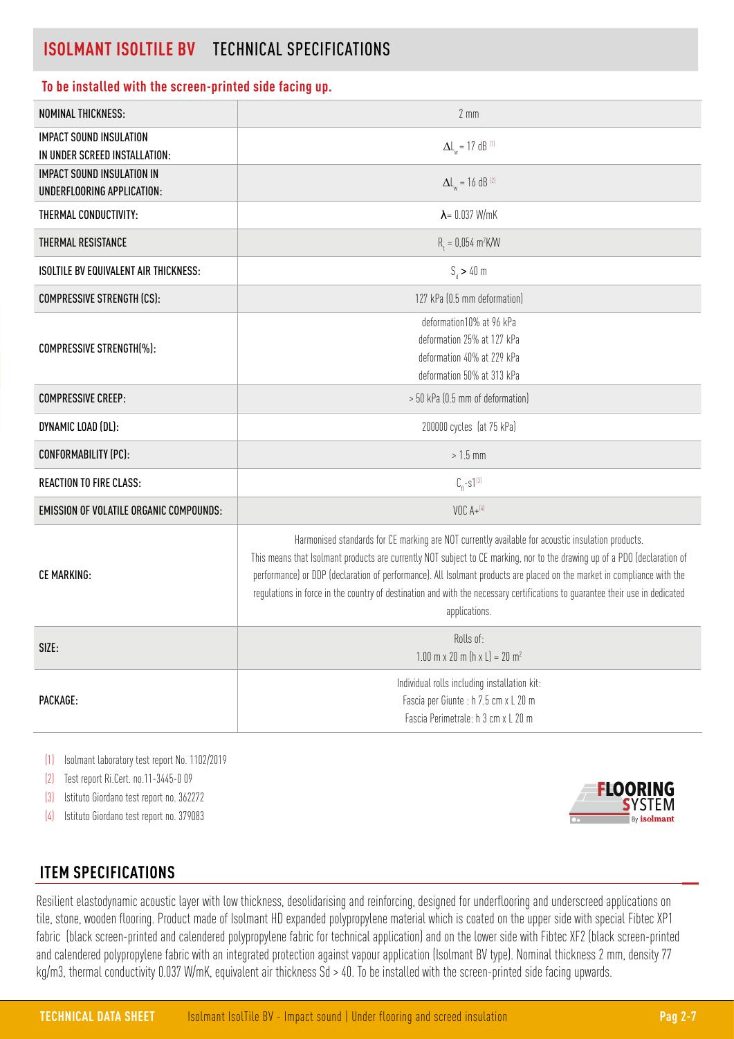# ISOLMANT ISOLTILE BV TECHNICAL SPECIFICATIONS

**To be installed with the screen-printed side facing up.**

| | |
|---|---|
| NOMINAL THICKNESS: | 2 mm |
| IMPACT SOUND INSULATION IN UNDER SCREED INSTALLATION: | $\Delta L_w$ = 17 dB [1] |
| IMPACT SOUND INSULATION IN UNDERFLOORING APPLICATION: | $\Delta L_w$ = 16 dB [2] |
| THERMAL CONDUCTIVITY: | $\lambda$= 0.037 W/mK |
| THERMAL RESISTANCE | $R_t$ = 0,054 $m^2$K/W |
| ISOLTILE BV EQUIVALENT AIR THICKNESS: | $S_d > 40$ m |
| COMPRESSIVE STRENGTH (CS): | 127 kPa (0.5 mm deformation) |
| COMPRESSIVE STRENGTH(%): | deformation10% at 96 kPa<br>deformation 25% at 127 kPa<br>deformation 40% at 229 kPa<br>deformation 50% at 313 kPa |
| COMPRESSIVE CREEP: | > 50 kPa (0.5 mm of deformation) |
| DYNAMIC LOAD (DL): | 200000 cycles (at 75 kPa) |
| CONFORMABILITY (PC): | > 1.5 mm |
| REACTION TO FIRE CLASS: | $C_{fl}$-s1[3] |
| EMISSION OF VOLATILE ORGANIC COMPOUNDS: | VOC A+[4] |
| CE MARKING: | Harmonised standards for CE marking are NOT currently available for acoustic insulation products. This means that Isolmant products are currently NOT subject to CE marking, nor to the drawing up of a PDO (declaration of performance) or DDP (declaration of performance). All Isolmant products are placed on the market in compliance with the regulations in force in the country of destination and with the necessary certifications to guarantee their use in dedicated applications. |
| SIZE: | Rolls of:<br>1.00 m x 20 m (h x L) = 20 $m^2$ |
| PACKAGE: | Individual rolls including installation kit:<br>Fascia per Giunte : h 7.5 cm x L 20 m<br>Fascia Perimetrale: h 3 cm x L 20 m |

(1) Isolmant laboratory test report No. 1102/2019
(2) Test report Ri.Cert. no.11-3445-0 09
(3) Istituto Giordano test report no. 362272
(4) Istituto Giordano test report no. 379083

FLOORING SYSTEM By isolmant

## ITEM SPECIFICATIONS

Resilient elastodynamic acoustic layer with low thickness, desolidarising and reinforcing, designed for underflooring and underscreed applications on tile, stone, wooden flooring. Product made of Isolmant HD expanded polypropylene material which is coated on the upper side with special Fibtec XP1 fabric (black screen-printed and calendered polypropylene fabric for technical application) and on the lower side with Fibtec XF2 (black screen-printed and calendered polypropylene fabric with an integrated protection against vapour application (Isolmant BV type). Nominal thickness 2 mm, density 77 kg/m3, thermal conductivity 0.037 W/mK, equivalent air thickness Sd > 40. To be installed with the screen-printed side facing upwards.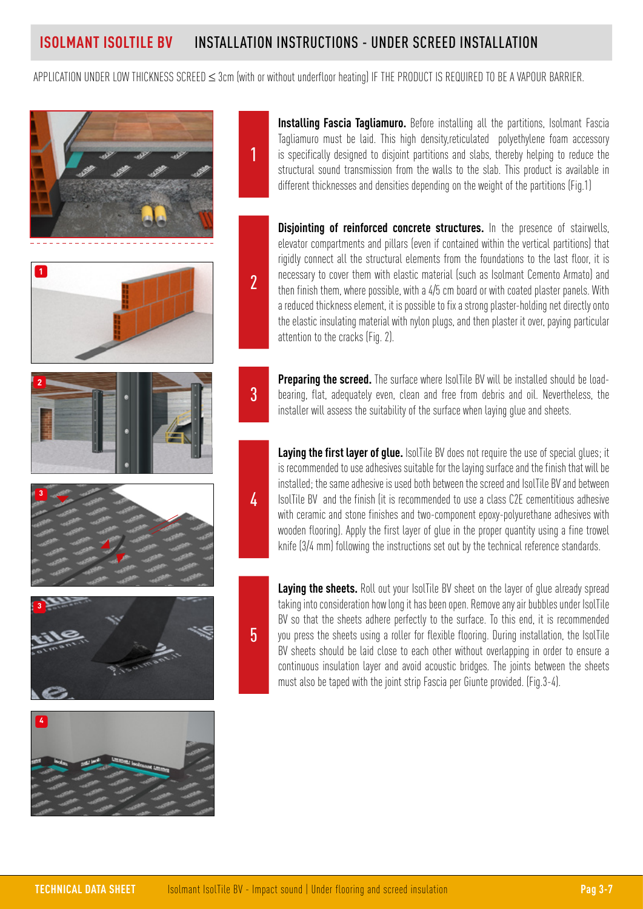# ISOLMANT ISOLTILE BV INSTALLATION INSTRUCTIONS - UNDER SCREED INSTALLATION

APPLICATION UNDER LOW THICKNESS SCREED ≤ 3cm (with or without underfloor heating) IF THE PRODUCT IS REQUIRED TO BE A VAPOUR BARRIER.

1. **Installing Fascia Tagliamuro.** Before installing all the partitions, Isolmant Fascia Tagliamuro must be laid. This high density,reticulated polyethylene foam accessory is specifically designed to disjoint partitions and slabs, thereby helping to reduce the structural sound transmission from the walls to the slab. This product is available in different thicknesses and densities depending on the weight of the partitions (Fig.1)

2. **Disjointing of reinforced concrete structures.** In the presence of stairwells, elevator compartments and pillars (even if contained within the vertical partitions) that rigidly connect all the structural elements from the foundations to the last floor, it is necessary to cover them with elastic material (such as Isolmant Cemento Armato) and then finish them, where possible, with a 4/5 cm board or with coated plaster panels. With a reduced thickness element, it is possible to fix a strong plaster-holding net directly onto the elastic insulating material with nylon plugs, and then plaster it over, paying particular attention to the cracks (Fig. 2).

3. **Preparing the screed.** The surface where IsolTile BV will be installed should be load-bearing, flat, adequately even, clean and free from debris and oil. Nevertheless, the installer will assess the suitability of the surface when laying glue and sheets.

4. **Laying the first layer of glue.** IsolTile BV does not require the use of special glues; it is recommended to use adhesives suitable for the laying surface and the finish that will be installed; the same adhesive is used both between the screed and IsolTile BV and between IsolTile BV and the finish (it is recommended to use a class C2E cementitious adhesive with ceramic and stone finishes and two-component epoxy-polyurethane adhesives with wooden flooring). Apply the first layer of glue in the proper quantity using a fine trowel knife (3/4 mm) following the instructions set out by the technical reference standards.

5. **Laying the sheets.** Roll out your IsolTile BV sheet on the layer of glue already spread taking into consideration how long it has been open. Remove any air bubbles under IsolTile BV so that the sheets adhere perfectly to the surface. To this end, it is recommended you press the sheets using a roller for flexible flooring. During installation, the IsolTile BV sheets should be laid close to each other without overlapping in order to ensure a continuous insulation layer and avoid acoustic bridges. The joints between the sheets must also be taped with the joint strip Fascia per Giunte provided. (Fig.3-4).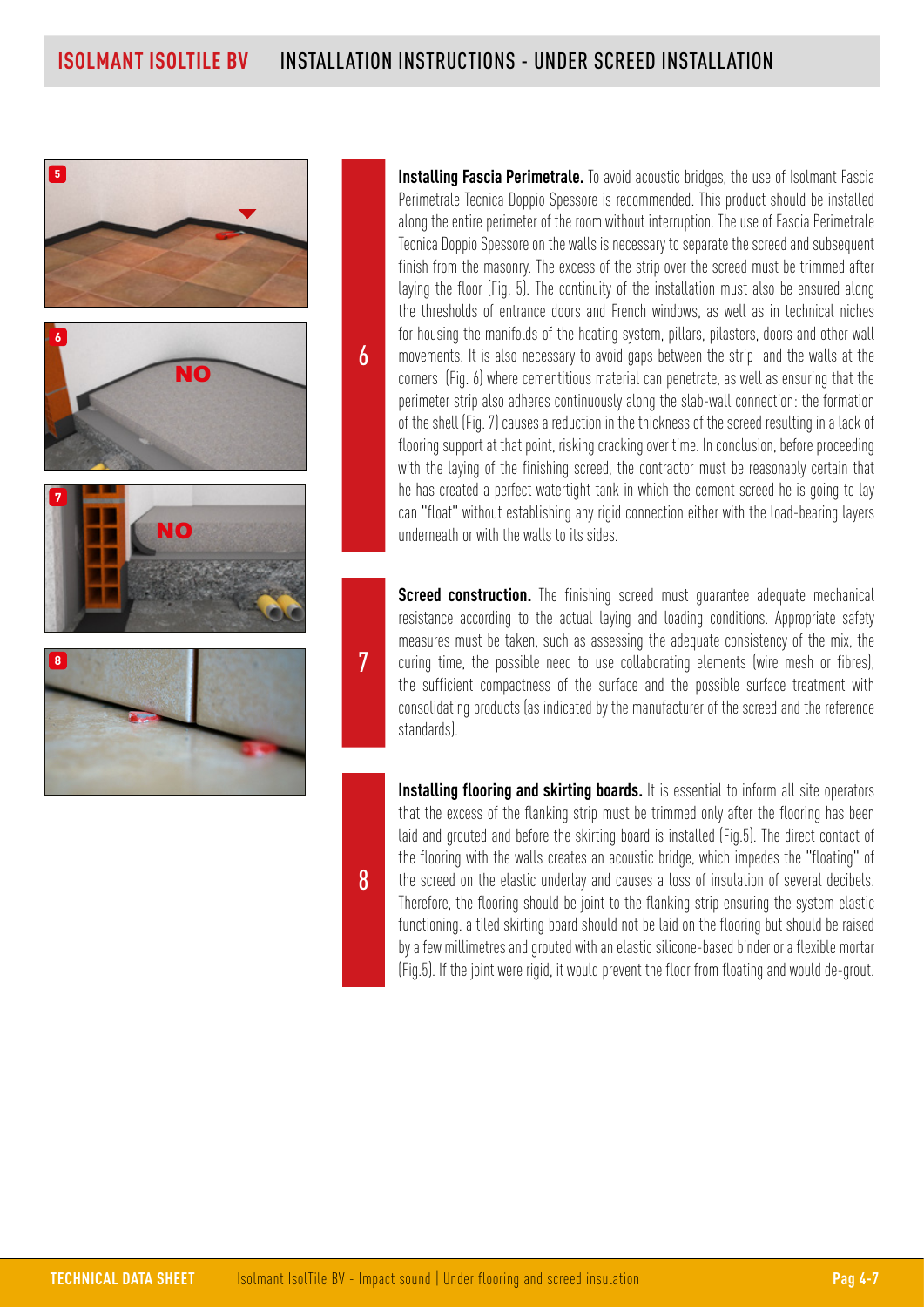# ISOLMANT ISOLTILE BV — INSTALLATION INSTRUCTIONS - UNDER SCREED INSTALLATION

6

**Installing Fascia Perimetrale.** To avoid acoustic bridges, the use of Isolmant Fascia Perimetrale Tecnica Doppio Spessore is recommended. This product should be installed along the entire perimeter of the room without interruption. The use of Fascia Perimetrale Tecnica Doppio Spessore on the walls is necessary to separate the screed and subsequent finish from the masonry. The excess of the strip over the screed must be trimmed after laying the floor (Fig. 5). The continuity of the installation must also be ensured along the thresholds of entrance doors and French windows, as well as in technical niches for housing the manifolds of the heating system, pillars, pilasters, doors and other wall movements. It is also necessary to avoid gaps between the strip and the walls at the corners (Fig. 6) where cementitious material can penetrate, as well as ensuring that the perimeter strip also adheres continuously along the slab-wall connection: the formation of the shell (Fig. 7) causes a reduction in the thickness of the screed resulting in a lack of flooring support at that point, risking cracking over time. In conclusion, before proceeding with the laying of the finishing screed, the contractor must be reasonably certain that he has created a perfect watertight tank in which the cement screed he is going to lay can "float" without establishing any rigid connection either with the load-bearing layers underneath or with the walls to its sides.

7

**Screed construction.** The finishing screed must guarantee adequate mechanical resistance according to the actual laying and loading conditions. Appropriate safety measures must be taken, such as assessing the adequate consistency of the mix, the curing time, the possible need to use collaborating elements (wire mesh or fibres), the sufficient compactness of the surface and the possible surface treatment with consolidating products (as indicated by the manufacturer of the screed and the reference standards).

8

**Installing flooring and skirting boards.** It is essential to inform all site operators that the excess of the flanking strip must be trimmed only after the flooring has been laid and grouted and before the skirting board is installed (Fig.5). The direct contact of the flooring with the walls creates an acoustic bridge, which impedes the "floating" of the screed on the elastic underlay and causes a loss of insulation of several decibels. Therefore, the flooring should be joint to the flanking strip ensuring the system elastic functioning. a tiled skirting board should not be laid on the flooring but should be raised by a few millimetres and grouted with an elastic silicone-based binder or a flexible mortar (Fig.5). If the joint were rigid, it would prevent the floor from floating and would de-grout.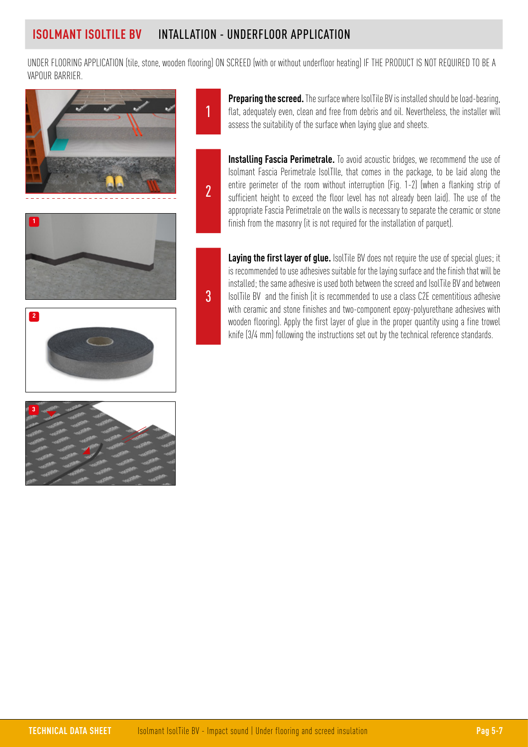## ISOLMANT ISOLTILE BV INTALLATION - UNDERFLOOR APPLICATION

UNDER FLOORING APPLICATION (tile, stone, wooden flooring) ON SCREED (with or without underfloor heating) IF THE PRODUCT IS NOT REQUIRED TO BE A VAPOUR BARRIER.

1. **Preparing the screed.** The surface where IsolTile BV is installed should be load-bearing, flat, adequately even, clean and free from debris and oil. Nevertheless, the installer will assess the suitability of the surface when laying glue and sheets.

2. **Installing Fascia Perimetrale.** To avoid acoustic bridges, we recommend the use of Isolmant Fascia Perimetrale IsolTIle, that comes in the package, to be laid along the entire perimeter of the room without interruption (Fig. 1-2) (when a flanking strip of sufficient height to exceed the floor level has not already been laid). The use of the appropriate Fascia Perimetrale on the walls is necessary to separate the ceramic or stone finish from the masonry (it is not required for the installation of parquet).

3. **Laying the first layer of glue.** IsolTile BV does not require the use of special glues; it is recommended to use adhesives suitable for the laying surface and the finish that will be installed; the same adhesive is used both between the screed and IsolTile BV and between IsolTile BV and the finish (it is recommended to use a class C2E cementitious adhesive with ceramic and stone finishes and two-component epoxy-polyurethane adhesives with wooden flooring). Apply the first layer of glue in the proper quantity using a fine trowel knife (3/4 mm) following the instructions set out by the technical reference standards.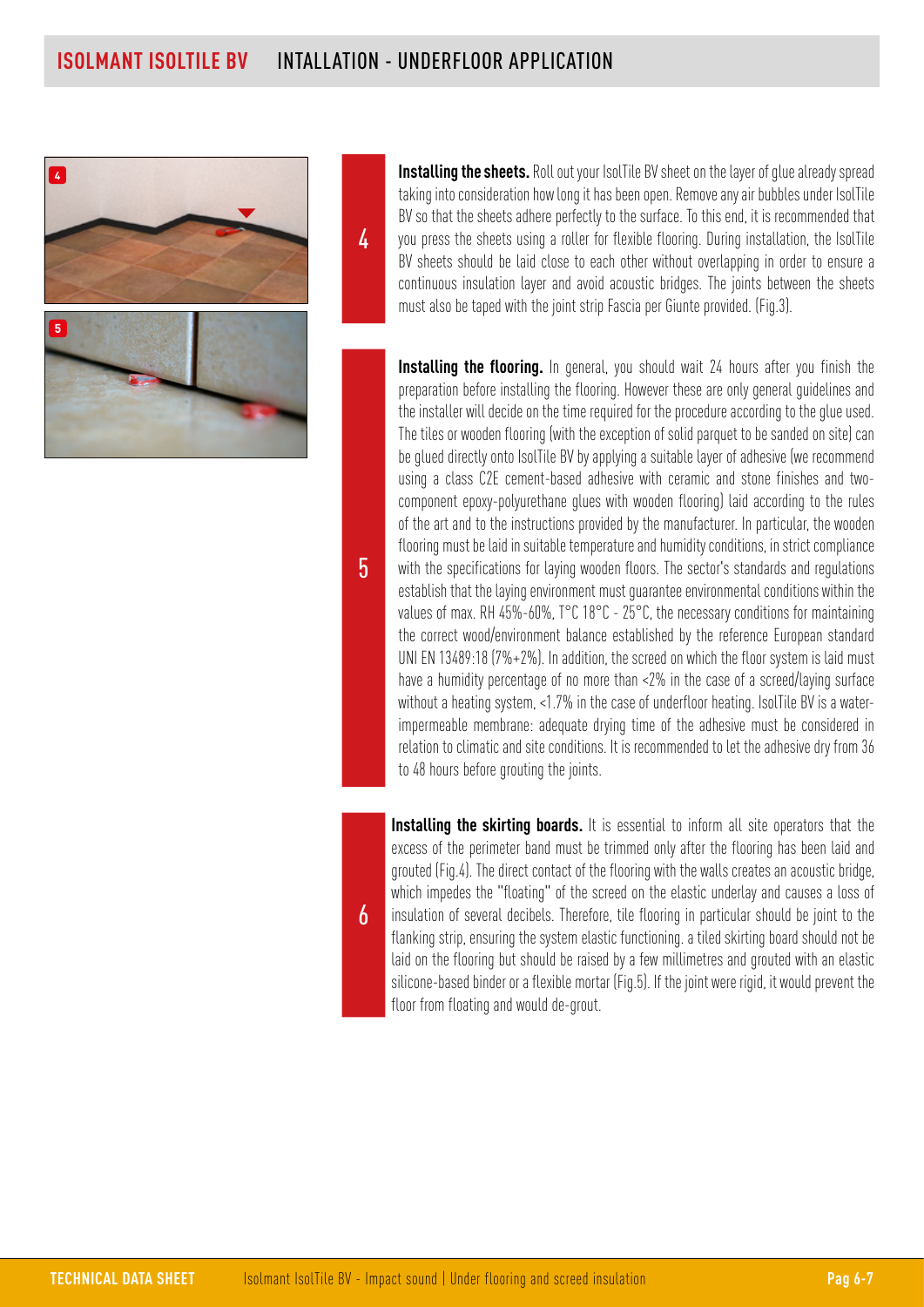# ISOLMANT ISOLTILE BV INTALLATION - UNDERFLOOR APPLICATION

4

**Installing the sheets.** Roll out your IsolTile BV sheet on the layer of glue already spread taking into consideration how long it has been open. Remove any air bubbles under IsolTile BV so that the sheets adhere perfectly to the surface. To this end, it is recommended that you press the sheets using a roller for flexible flooring. During installation, the IsolTile BV sheets should be laid close to each other without overlapping in order to ensure a continuous insulation layer and avoid acoustic bridges. The joints between the sheets must also be taped with the joint strip Fascia per Giunte provided. (Fig.3).

5

**Installing the flooring.** In general, you should wait 24 hours after you finish the preparation before installing the flooring. However these are only general guidelines and the installer will decide on the time required for the procedure according to the glue used. The tiles or wooden flooring (with the exception of solid parquet to be sanded on site) can be glued directly onto IsolTile BV by applying a suitable layer of adhesive (we recommend using a class C2E cement-based adhesive with ceramic and stone finishes and two-component epoxy-polyurethane glues with wooden flooring) laid according to the rules of the art and to the instructions provided by the manufacturer. In particular, the wooden flooring must be laid in suitable temperature and humidity conditions, in strict compliance with the specifications for laying wooden floors. The sector's standards and regulations establish that the laying environment must guarantee environmental conditions within the values of max. RH 45%-60%, T°C 18°C - 25°C, the necessary conditions for maintaining the correct wood/environment balance established by the reference European standard UNI EN 13489:18 (7%+2%). In addition, the screed on which the floor system is laid must have a humidity percentage of no more than <2% in the case of a screed/laying surface without a heating system, <1.7% in the case of underfloor heating. IsolTile BV is a water-impermeable membrane: adequate drying time of the adhesive must be considered in relation to climatic and site conditions. It is recommended to let the adhesive dry from 36 to 48 hours before grouting the joints.

6

**Installing the skirting boards.** It is essential to inform all site operators that the excess of the perimeter band must be trimmed only after the flooring has been laid and grouted (Fig.4). The direct contact of the flooring with the walls creates an acoustic bridge, which impedes the "floating" of the screed on the elastic underlay and causes a loss of insulation of several decibels. Therefore, tile flooring in particular should be joint to the flanking strip, ensuring the system elastic functioning. a tiled skirting board should not be laid on the flooring but should be raised by a few millimetres and grouted with an elastic silicone-based binder or a flexible mortar (Fig.5). If the joint were rigid, it would prevent the floor from floating and would de-grout.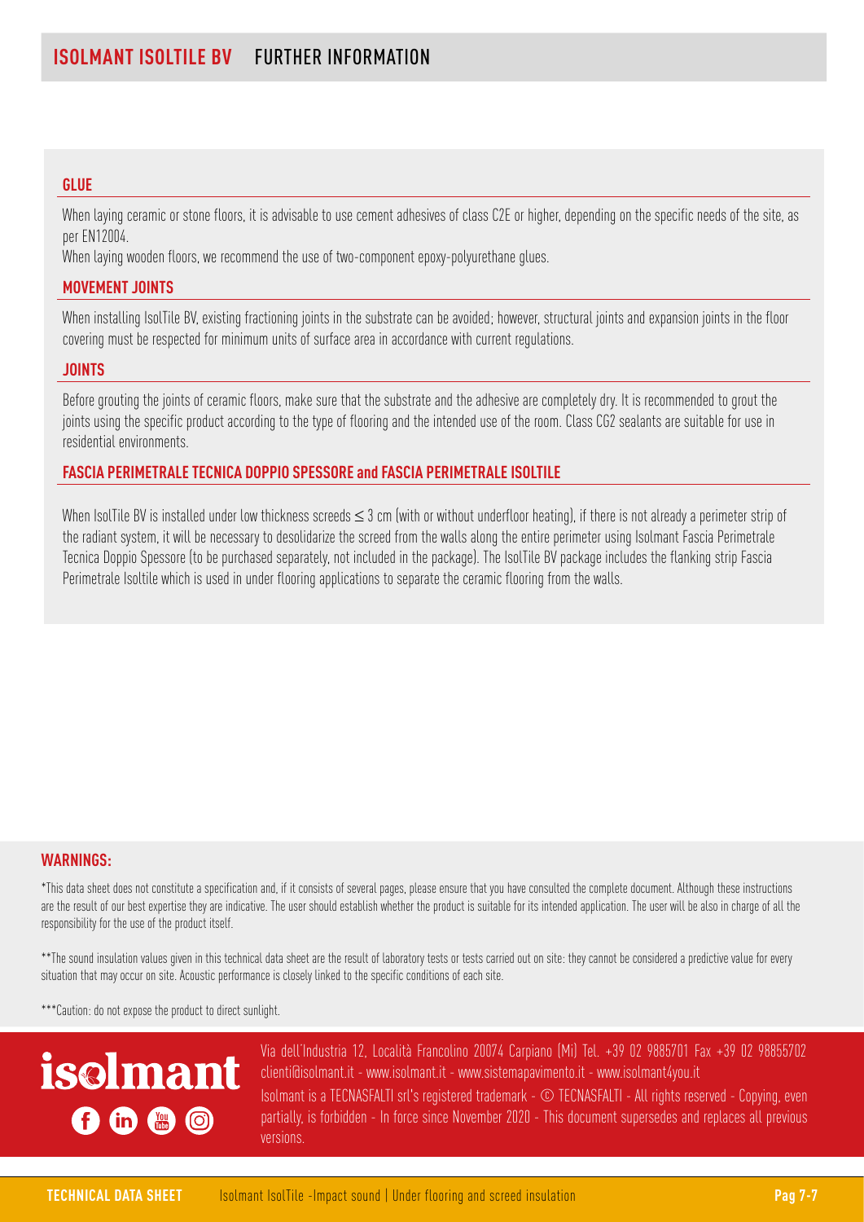## ISOLMANT ISOLTILE BV FURTHER INFORMATION

### GLUE

When laying ceramic or stone floors, it is advisable to use cement adhesives of class C2E or higher, depending on the specific needs of the site, as per EN12004.

When laying wooden floors, we recommend the use of two-component epoxy-polyurethane glues.

### MOVEMENT JOINTS

When installing IsolTile BV, existing fractioning joints in the substrate can be avoided; however, structural joints and expansion joints in the floor covering must be respected for minimum units of surface area in accordance with current regulations.

### JOINTS

Before grouting the joints of ceramic floors, make sure that the substrate and the adhesive are completely dry. It is recommended to grout the joints using the specific product according to the type of flooring and the intended use of the room. Class CG2 sealants are suitable for use in residential environments.

### FASCIA PERIMETRALE TECNICA DOPPIO SPESSORE and FASCIA PERIMETRALE ISOLTILE

When IsolTile BV is installed under low thickness screeds $\leq$ 3 cm (with or without underfloor heating), if there is not already a perimeter strip of the radiant system, it will be necessary to desolidarize the screed from the walls along the entire perimeter using Isolmant Fascia Perimetrale Tecnica Doppio Spessore (to be purchased separately, not included in the package). The IsolTile BV package includes the flanking strip Fascia Perimetrale Isoltile which is used in under flooring applications to separate the ceramic flooring from the walls.

### WARNINGS:

*This data sheet does not constitute a specification and, if it consists of several pages, please ensure that you have consulted the complete document. Although these instructions are the result of our best expertise they are indicative. The user should establish whether the product is suitable for its intended application. The user will be also in charge of all the responsibility for the use of the product itself.

**The sound insulation values given in this technical data sheet are the result of laboratory tests or tests carried out on site: they cannot be considered a predictive value for every situation that may occur on site. Acoustic performance is closely linked to the specific conditions of each site.

***Caution: do not expose the product to direct sunlight.

isolmant

Via dell'Industria 12, Località Francolino 20074 Carpiano (Mi) Tel. +39 02 9885701 Fax +39 02 98855702
clienti@isolmant.it - www.isolmant.it - www.sistemapavimento.it - www.isolmant4you.it

Isolmant is a TECNASFALTI srl's registered trademark - © TECNASFALTI - All rights reserved - Copying, even partially, is forbidden - In force since November 2020 - This document supersedes and replaces all previous versions.